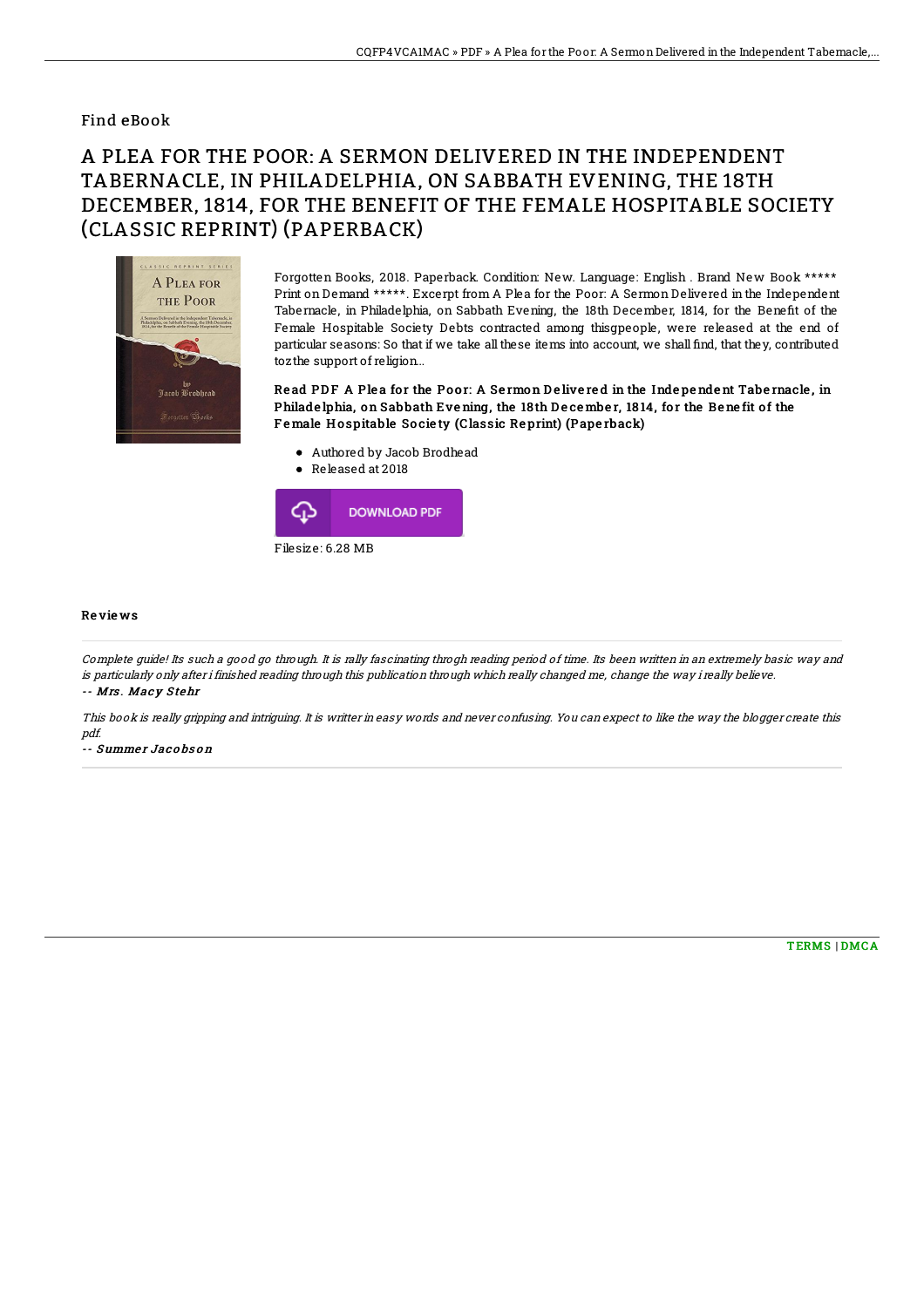Find eBook

# A PLEA FOR THE POOR: A SERMON DELIVERED IN THE INDEPENDENT TABERNACLE, IN PHILADELPHIA, ON SABBATH EVENING, THE 18TH DECEMBER, 1814, FOR THE BENEFIT OF THE FEMALE HOSPITABLE SOCIETY (CLASSIC REPRINT) (PAPERBACK)

Forgotten Books, 2018. Paperback. Condition: New. Language: English . Brand New Book ***** Print on Demand *****. Excerpt from A Plea for the Poor: A Sermon Delivered in the Independent Tabernacle, in Philadelphia, on Sabbath Evening, the 18th December, 1814, for the Benefit of the Female Hospitable Society Debts contracted among thisgpeople, were released at the end of particular seasons: So that if we take all these items into account, we shall find, that they, contributed tozthe support of religion...

**Read PDF A Plea for the Poor: A Sermon Delivered in the Independent Tabernacle, in Philadelphia, on Sabbath Evening, the 18th December, 1814, for the Benefit of the Female Hospitable Society (Classic Reprint) (Paperback)**

- Authored by Jacob Brodhead
- Released at 2018

DOWNLOAD PDF

Filesize: 6.28 MB

## Reviews

*Complete guide! Its such a good go through. It is rally fascinating throgh reading period of time. Its been written in an extremely basic way and is particularly only after i finished reading through this publication through which really changed me, change the way i really believe.*

*-- Mrs. Macy Stehr*

*This book is really gripping and intriguing. It is writter in easy words and never confusing. You can expect to like the way the blogger create this pdf.*

*-- Summer Jacobson*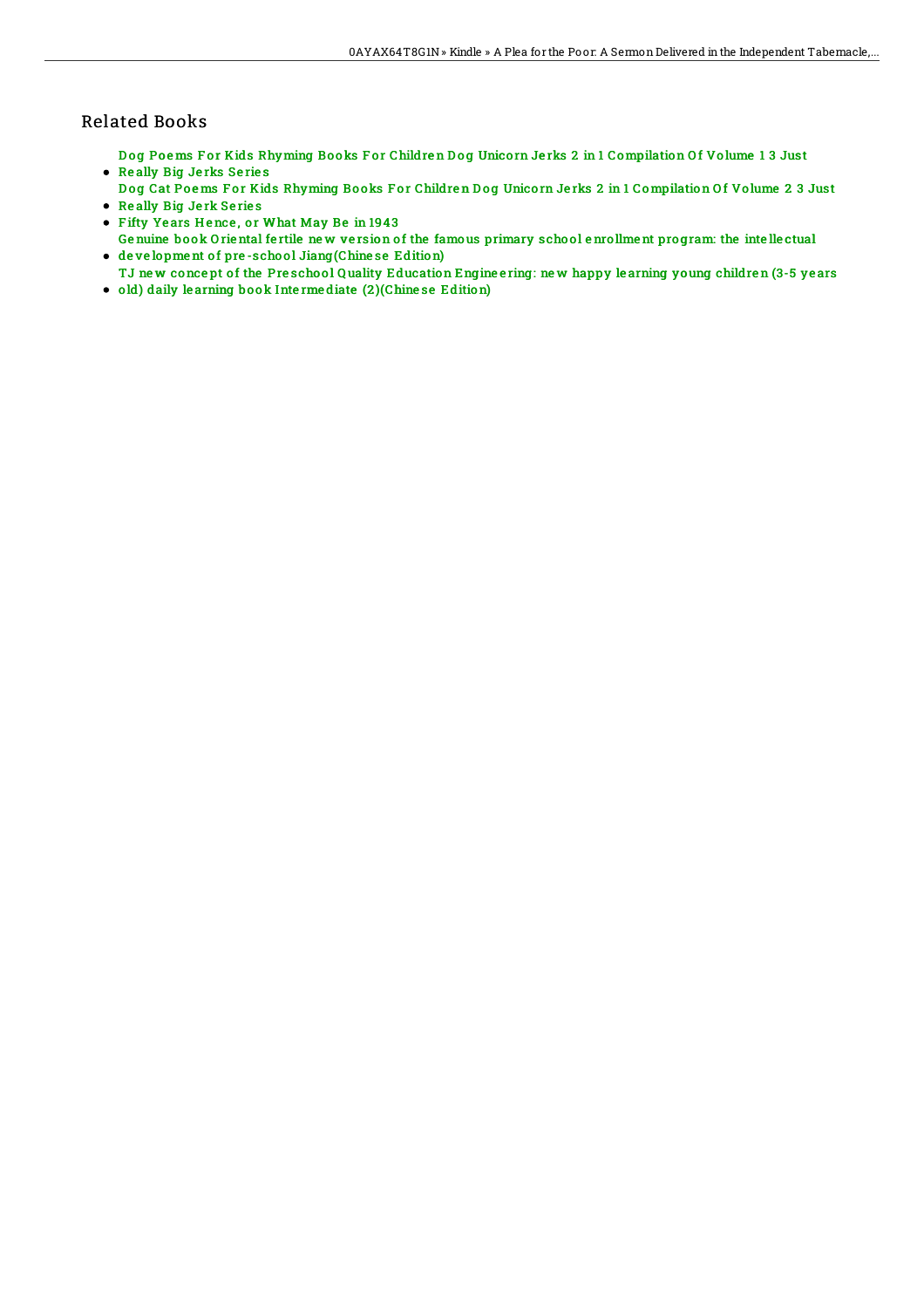## Related Books

- Dog Poems For Kids Rhyming Books For Children Dog Unicorn Jerks 2 in 1 Compilation Of Volume 1 3 Just Really Big Jerks Series
- Dog Cat Poems For Kids Rhyming Books For Children Dog Unicorn Jerks 2 in 1 Compilation Of Volume 2 3 Just Really Big Jerk Series
- Fifty Years Hence, or What May Be in 1943
- Genuine book Oriental fertile new version of the famous primary school enrollment program: the intellectual development of pre-school Jiang(Chinese Edition)
- TJ new concept of the Preschool Quality Education Engineering: new happy learning young children (3-5 years old) daily learning book Intermediate (2)(Chinese Edition)